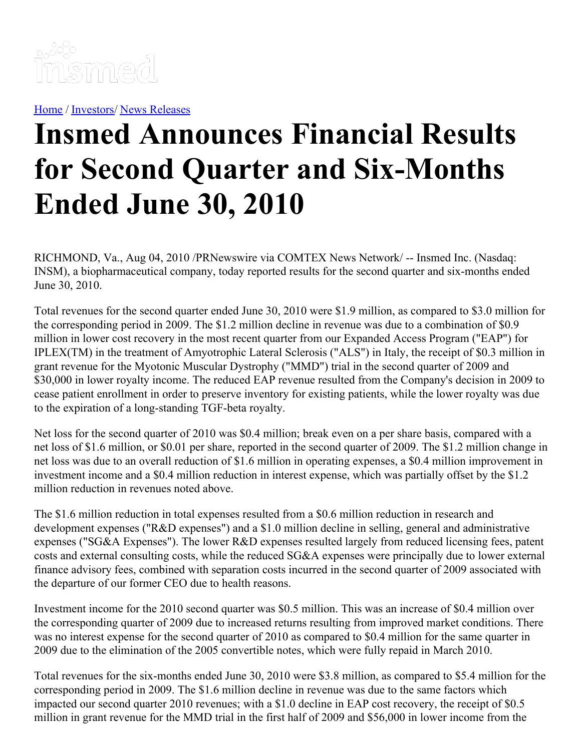[Home](#) / [Investors](#)/ [News Releases](#)

# Insmed Announces Financial Results for Second Quarter and Six-Months Ended June 30, 2010

RICHMOND, Va., Aug 04, 2010 /PRNewswire via COMTEX News Network/ -- Insmed Inc. (Nasdaq: INSM), a biopharmaceutical company, today reported results for the second quarter and six-months ended June 30, 2010.

Total revenues for the second quarter ended June 30, 2010 were $1.9 million, as compared to $3.0 million for the corresponding period in 2009. The $1.2 million decline in revenue was due to a combination of $0.9 million in lower cost recovery in the most recent quarter from our Expanded Access Program ("EAP") for IPLEX(TM) in the treatment of Amyotrophic Lateral Sclerosis ("ALS") in Italy, the receipt of $0.3 million in grant revenue for the Myotonic Muscular Dystrophy ("MMD") trial in the second quarter of 2009 and $30,000 in lower royalty income. The reduced EAP revenue resulted from the Company's decision in 2009 to cease patient enrollment in order to preserve inventory for existing patients, while the lower royalty was due to the expiration of a long-standing TGF-beta royalty.

Net loss for the second quarter of 2010 was $0.4 million; break even on a per share basis, compared with a net loss of $1.6 million, or $0.01 per share, reported in the second quarter of 2009. The $1.2 million change in net loss was due to an overall reduction of $1.6 million in operating expenses, a $0.4 million improvement in investment income and a $0.4 million reduction in interest expense, which was partially offset by the $1.2 million reduction in revenues noted above.

The $1.6 million reduction in total expenses resulted from a $0.6 million reduction in research and development expenses ("R&D expenses") and a $1.0 million decline in selling, general and administrative expenses ("SG&A Expenses"). The lower R&D expenses resulted largely from reduced licensing fees, patent costs and external consulting costs, while the reduced SG&A expenses were principally due to lower external finance advisory fees, combined with separation costs incurred in the second quarter of 2009 associated with the departure of our former CEO due to health reasons.

Investment income for the 2010 second quarter was $0.5 million. This was an increase of $0.4 million over the corresponding quarter of 2009 due to increased returns resulting from improved market conditions. There was no interest expense for the second quarter of 2010 as compared to $0.4 million for the same quarter in 2009 due to the elimination of the 2005 convertible notes, which were fully repaid in March 2010.

Total revenues for the six-months ended June 30, 2010 were $3.8 million, as compared to $5.4 million for the corresponding period in 2009. The $1.6 million decline in revenue was due to the same factors which impacted our second quarter 2010 revenues; with a $1.0 decline in EAP cost recovery, the receipt of $0.5 million in grant revenue for the MMD trial in the first half of 2009 and $56,000 in lower income from the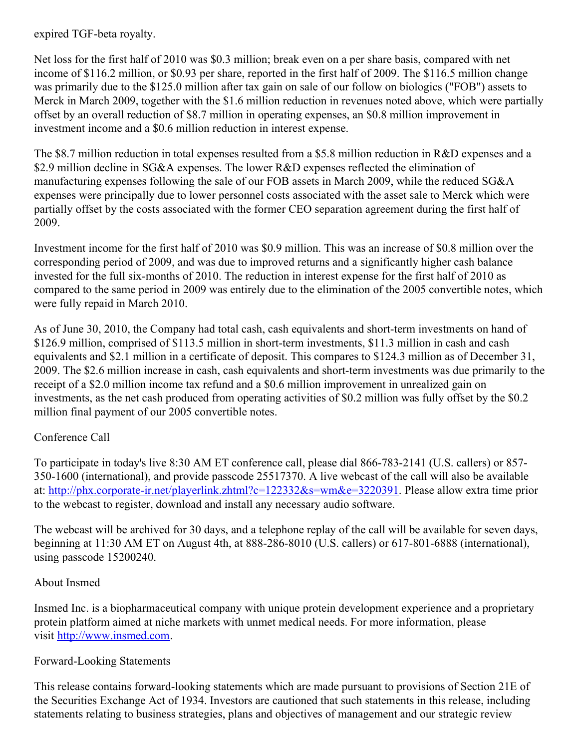expired TGF-beta royalty.

Net loss for the first half of 2010 was $0.3 million; break even on a per share basis, compared with net income of $116.2 million, or $0.93 per share, reported in the first half of 2009. The $116.5 million change was primarily due to the $125.0 million after tax gain on sale of our follow on biologics ("FOB") assets to Merck in March 2009, together with the $1.6 million reduction in revenues noted above, which were partially offset by an overall reduction of $8.7 million in operating expenses, an $0.8 million improvement in investment income and a $0.6 million reduction in interest expense.

The $8.7 million reduction in total expenses resulted from a $5.8 million reduction in R&D expenses and a $2.9 million decline in SG&A expenses. The lower R&D expenses reflected the elimination of manufacturing expenses following the sale of our FOB assets in March 2009, while the reduced SG&A expenses were principally due to lower personnel costs associated with the asset sale to Merck which were partially offset by the costs associated with the former CEO separation agreement during the first half of 2009.

Investment income for the first half of 2010 was $0.9 million. This was an increase of $0.8 million over the corresponding period of 2009, and was due to improved returns and a significantly higher cash balance invested for the full six-months of 2010. The reduction in interest expense for the first half of 2010 as compared to the same period in 2009 was entirely due to the elimination of the 2005 convertible notes, which were fully repaid in March 2010.

As of June 30, 2010, the Company had total cash, cash equivalents and short-term investments on hand of $126.9 million, comprised of $113.5 million in short-term investments, $11.3 million in cash and cash equivalents and $2.1 million in a certificate of deposit. This compares to $124.3 million as of December 31, 2009. The $2.6 million increase in cash, cash equivalents and short-term investments was due primarily to the receipt of a $2.0 million income tax refund and a $0.6 million improvement in unrealized gain on investments, as the net cash produced from operating activities of $0.2 million was fully offset by the $0.2 million final payment of our 2005 convertible notes.

Conference Call

To participate in today's live 8:30 AM ET conference call, please dial 866-783-2141 (U.S. callers) or 857-350-1600 (international), and provide passcode 25517370. A live webcast of the call will also be available at: [http://phx.corporate-ir.net/playerlink.zhtml?c=122332&s=wm&e=3220391](http://phx.corporate-ir.net/playerlink.zhtml?c=122332&s=wm&e=3220391). Please allow extra time prior to the webcast to register, download and install any necessary audio software.

The webcast will be archived for 30 days, and a telephone replay of the call will be available for seven days, beginning at 11:30 AM ET on August 4th, at 888-286-8010 (U.S. callers) or 617-801-6888 (international), using passcode 15200240.

About Insmed

Insmed Inc. is a biopharmaceutical company with unique protein development experience and a proprietary protein platform aimed at niche markets with unmet medical needs. For more information, please visit [http://www.insmed.com](http://www.insmed.com).

Forward-Looking Statements

This release contains forward-looking statements which are made pursuant to provisions of Section 21E of the Securities Exchange Act of 1934. Investors are cautioned that such statements in this release, including statements relating to business strategies, plans and objectives of management and our strategic review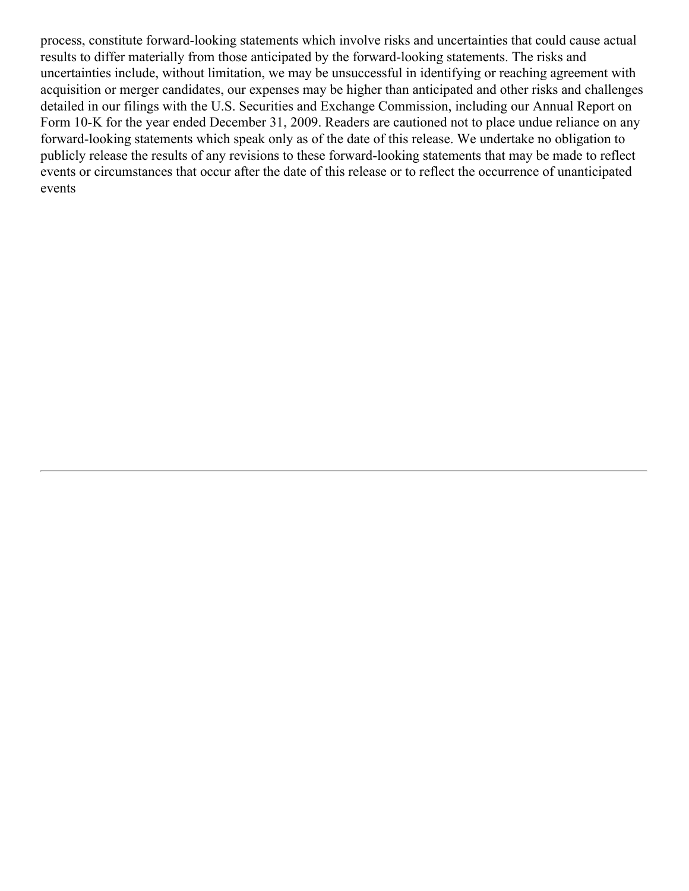process, constitute forward-looking statements which involve risks and uncertainties that could cause actual results to differ materially from those anticipated by the forward-looking statements. The risks and uncertainties include, without limitation, we may be unsuccessful in identifying or reaching agreement with acquisition or merger candidates, our expenses may be higher than anticipated and other risks and challenges detailed in our filings with the U.S. Securities and Exchange Commission, including our Annual Report on Form 10-K for the year ended December 31, 2009. Readers are cautioned not to place undue reliance on any forward-looking statements which speak only as of the date of this release. We undertake no obligation to publicly release the results of any revisions to these forward-looking statements that may be made to reflect events or circumstances that occur after the date of this release or to reflect the occurrence of unanticipated events